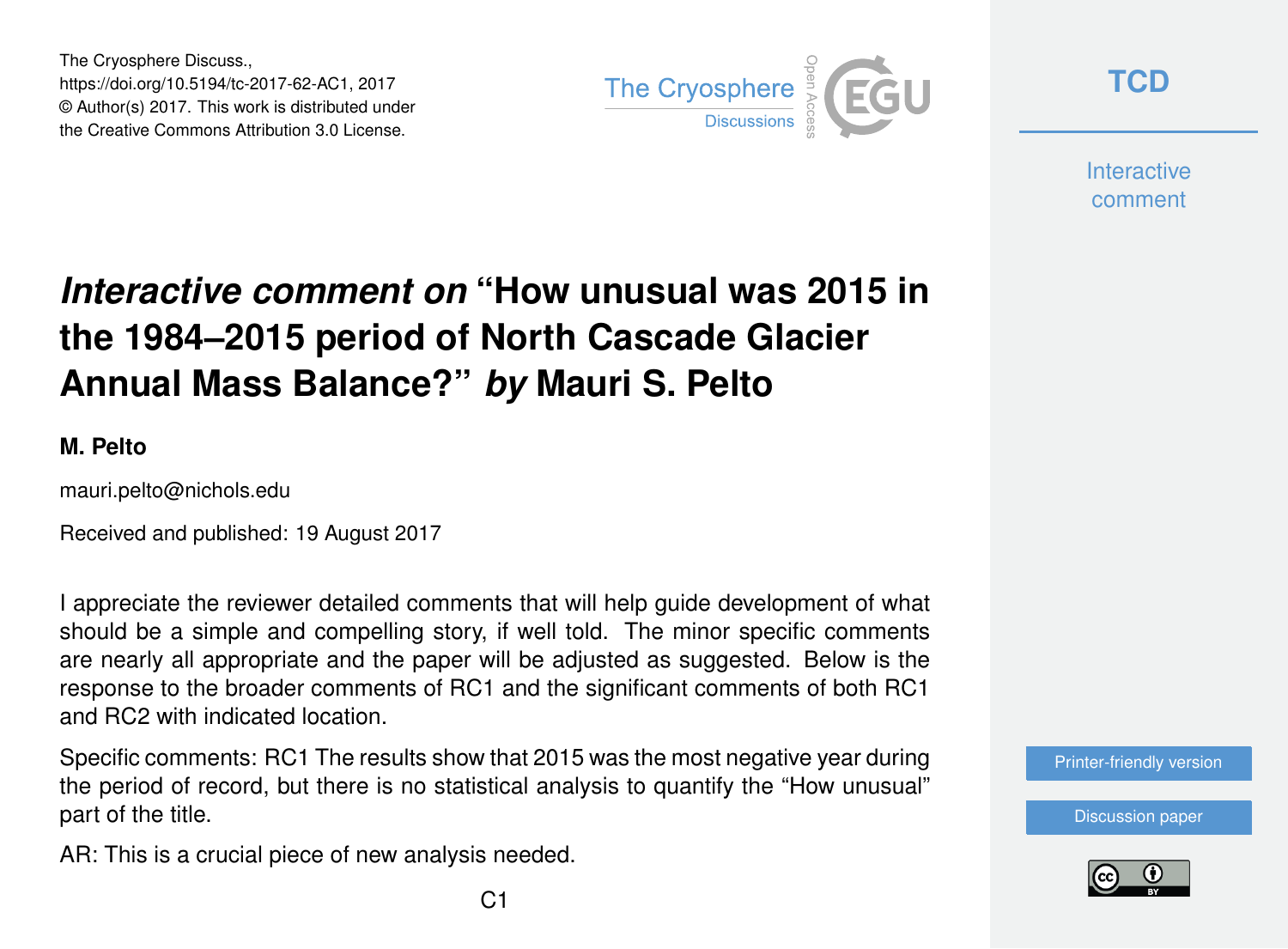The Cryosphere Discuss.,
https://doi.org/10.5194/tc-2017-62-AC1, 2017
© Author(s) 2017. This work is distributed under
the Creative Commons Attribution 3.0 License.

# *Interactive comment on* “How unusual was 2015 in the 1984–2015 period of North Cascade Glacier Annual Mass Balance?” *by* Mauri S. Pelto

**M. Pelto**

mauri.pelto@nichols.edu

Received and published: 19 August 2017

I appreciate the reviewer detailed comments that will help guide development of what should be a simple and compelling story, if well told. The minor specific comments are nearly all appropriate and the paper will be adjusted as suggested. Below is the response to the broader comments of RC1 and the significant comments of both RC1 and RC2 with indicated location.

Specific comments: RC1 The results show that 2015 was the most negative year during the period of record, but there is no statistical analysis to quantify the “How unusual” part of the title.

AR: This is a crucial piece of new analysis needed.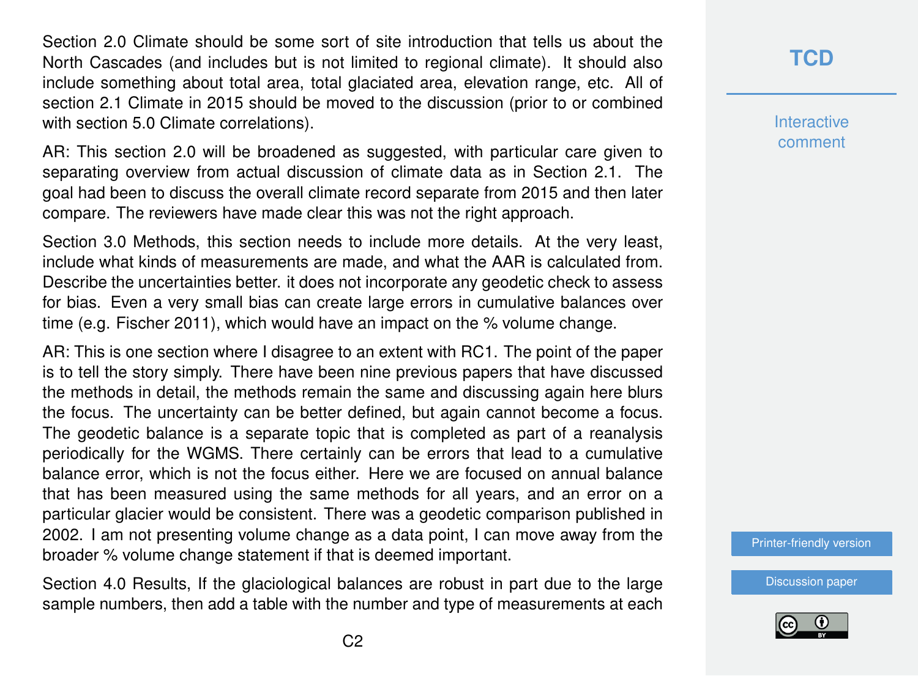Section 2.0 Climate should be some sort of site introduction that tells us about the North Cascades (and includes but is not limited to regional climate). It should also include something about total area, total glaciated area, elevation range, etc. All of section 2.1 Climate in 2015 should be moved to the discussion (prior to or combined with section 5.0 Climate correlations).

AR: This section 2.0 will be broadened as suggested, with particular care given to separating overview from actual discussion of climate data as in Section 2.1. The goal had been to discuss the overall climate record separate from 2015 and then later compare. The reviewers have made clear this was not the right approach.

Section 3.0 Methods, this section needs to include more details. At the very least, include what kinds of measurements are made, and what the AAR is calculated from. Describe the uncertainties better. it does not incorporate any geodetic check to assess for bias. Even a very small bias can create large errors in cumulative balances over time (e.g. Fischer 2011), which would have an impact on the % volume change.

AR: This is one section where I disagree to an extent with RC1. The point of the paper is to tell the story simply. There have been nine previous papers that have discussed the methods in detail, the methods remain the same and discussing again here blurs the focus. The uncertainty can be better defined, but again cannot become a focus. The geodetic balance is a separate topic that is completed as part of a reanalysis periodically for the WGMS. There certainly can be errors that lead to a cumulative balance error, which is not the focus either. Here we are focused on annual balance that has been measured using the same methods for all years, and an error on a particular glacier would be consistent. There was a geodetic comparison published in 2002. I am not presenting volume change as a data point, I can move away from the broader % volume change statement if that is deemed important.

Section 4.0 Results, If the glaciological balances are robust in part due to the large sample numbers, then add a table with the number and type of measurements at each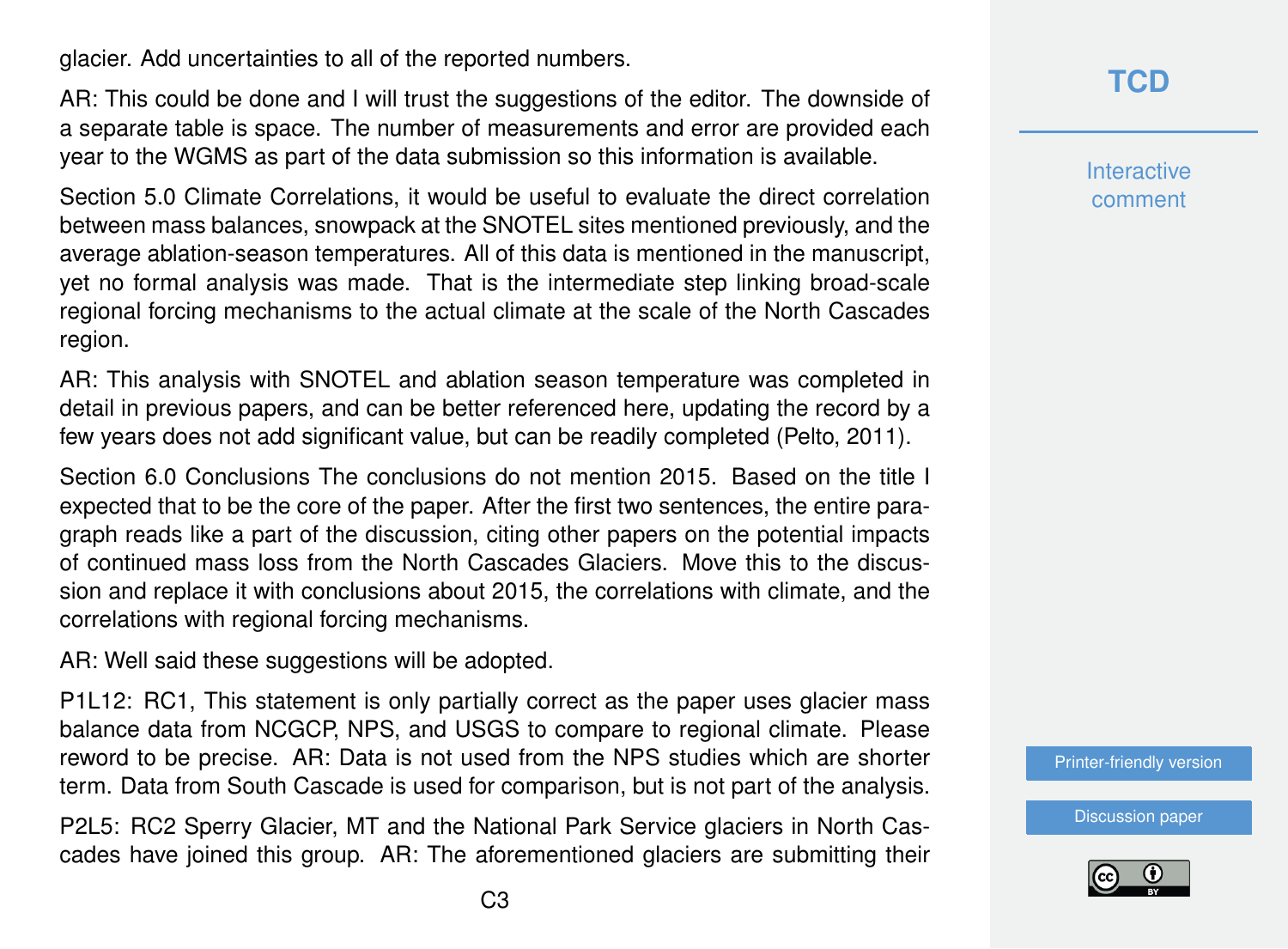glacier. Add uncertainties to all of the reported numbers.

AR: This could be done and I will trust the suggestions of the editor. The downside of a separate table is space. The number of measurements and error are provided each year to the WGMS as part of the data submission so this information is available.

Section 5.0 Climate Correlations, it would be useful to evaluate the direct correlation between mass balances, snowpack at the SNOTEL sites mentioned previously, and the average ablation-season temperatures. All of this data is mentioned in the manuscript, yet no formal analysis was made. That is the intermediate step linking broad-scale regional forcing mechanisms to the actual climate at the scale of the North Cascades region.

AR: This analysis with SNOTEL and ablation season temperature was completed in detail in previous papers, and can be better referenced here, updating the record by a few years does not add significant value, but can be readily completed (Pelto, 2011).

Section 6.0 Conclusions The conclusions do not mention 2015. Based on the title I expected that to be the core of the paper. After the first two sentences, the entire paragraph reads like a part of the discussion, citing other papers on the potential impacts of continued mass loss from the North Cascades Glaciers. Move this to the discussion and replace it with conclusions about 2015, the correlations with climate, and the correlations with regional forcing mechanisms.

AR: Well said these suggestions will be adopted.

P1L12: RC1, This statement is only partially correct as the paper uses glacier mass balance data from NCGCP, NPS, and USGS to compare to regional climate. Please reword to be precise. AR: Data is not used from the NPS studies which are shorter term. Data from South Cascade is used for comparison, but is not part of the analysis.

P2L5: RC2 Sperry Glacier, MT and the National Park Service glaciers in North Cascades have joined this group. AR: The aforementioned glaciers are submitting their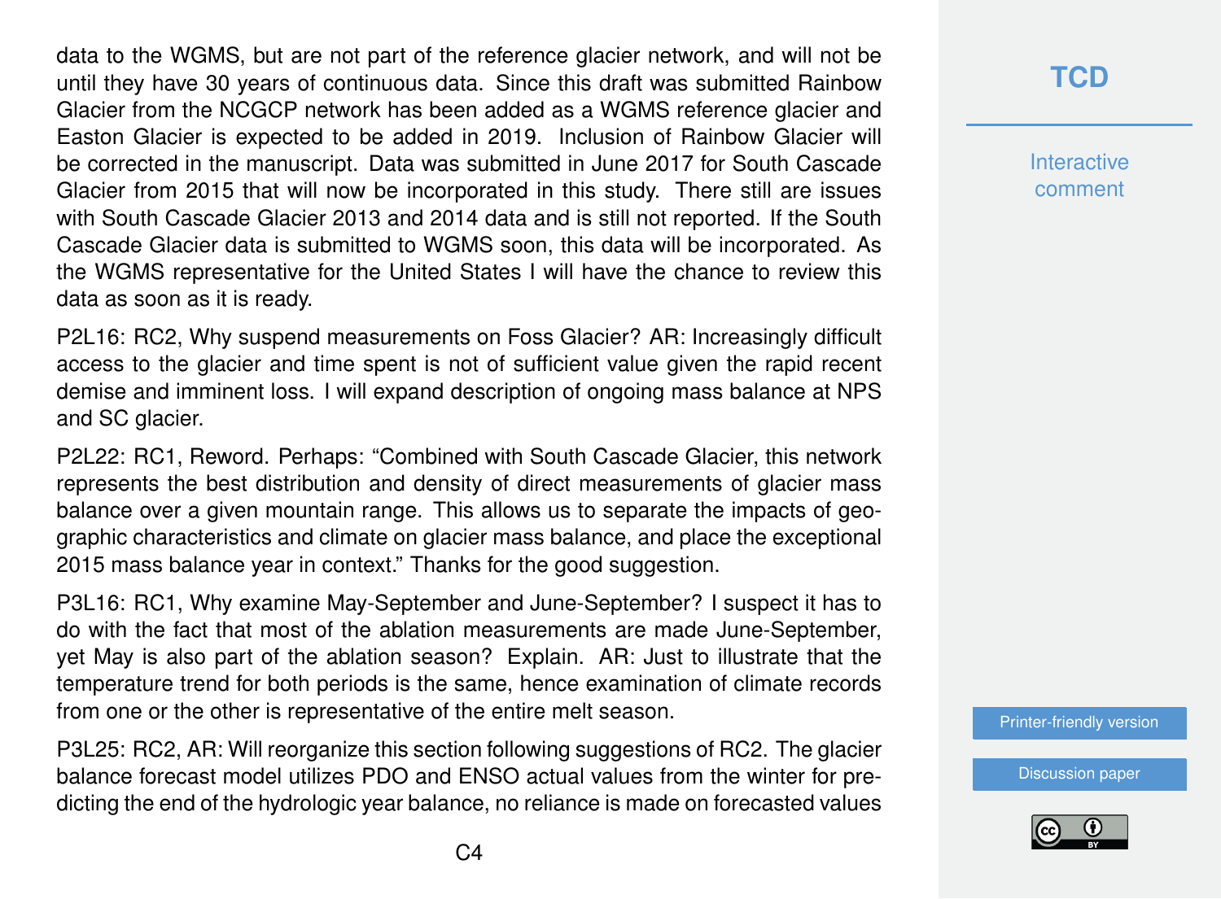data to the WGMS, but are not part of the reference glacier network, and will not be until they have 30 years of continuous data. Since this draft was submitted Rainbow Glacier from the NCGCP network has been added as a WGMS reference glacier and Easton Glacier is expected to be added in 2019. Inclusion of Rainbow Glacier will be corrected in the manuscript. Data was submitted in June 2017 for South Cascade Glacier from 2015 that will now be incorporated in this study. There still are issues with South Cascade Glacier 2013 and 2014 data and is still not reported. If the South Cascade Glacier data is submitted to WGMS soon, this data will be incorporated. As the WGMS representative for the United States I will have the chance to review this data as soon as it is ready.

P2L16: RC2, Why suspend measurements on Foss Glacier? AR: Increasingly difficult access to the glacier and time spent is not of sufficient value given the rapid recent demise and imminent loss. I will expand description of ongoing mass balance at NPS and SC glacier.

P2L22: RC1, Reword. Perhaps: "Combined with South Cascade Glacier, this network represents the best distribution and density of direct measurements of glacier mass balance over a given mountain range. This allows us to separate the impacts of geographic characteristics and climate on glacier mass balance, and place the exceptional 2015 mass balance year in context." Thanks for the good suggestion.

P3L16: RC1, Why examine May-September and June-September? I suspect it has to do with the fact that most of the ablation measurements are made June-September, yet May is also part of the ablation season? Explain. AR: Just to illustrate that the temperature trend for both periods is the same, hence examination of climate records from one or the other is representative of the entire melt season.

P3L25: RC2, AR: Will reorganize this section following suggestions of RC2. The glacier balance forecast model utilizes PDO and ENSO actual values from the winter for predicting the end of the hydrologic year balance, no reliance is made on forecasted values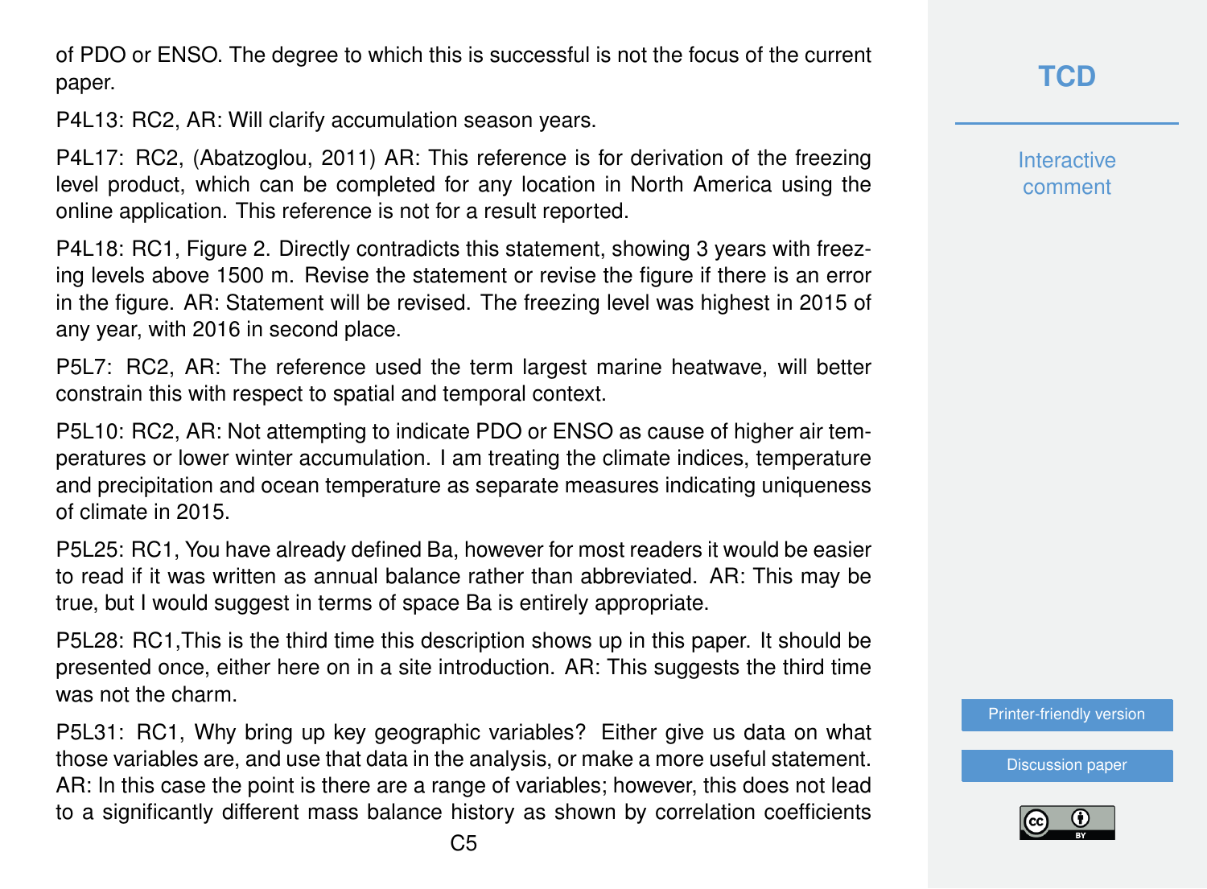of PDO or ENSO. The degree to which this is successful is not the focus of the current paper.

P4L13: RC2, AR: Will clarify accumulation season years.

P4L17: RC2, (Abatzoglou, 2011) AR: This reference is for derivation of the freezing level product, which can be completed for any location in North America using the online application. This reference is not for a result reported.

P4L18: RC1, Figure 2. Directly contradicts this statement, showing 3 years with freezing levels above 1500 m. Revise the statement or revise the figure if there is an error in the figure. AR: Statement will be revised. The freezing level was highest in 2015 of any year, with 2016 in second place.

P5L7: RC2, AR: The reference used the term largest marine heatwave, will better constrain this with respect to spatial and temporal context.

P5L10: RC2, AR: Not attempting to indicate PDO or ENSO as cause of higher air temperatures or lower winter accumulation. I am treating the climate indices, temperature and precipitation and ocean temperature as separate measures indicating uniqueness of climate in 2015.

P5L25: RC1, You have already defined Ba, however for most readers it would be easier to read if it was written as annual balance rather than abbreviated. AR: This may be true, but I would suggest in terms of space Ba is entirely appropriate.

P5L28: RC1,This is the third time this description shows up in this paper. It should be presented once, either here on in a site introduction. AR: This suggests the third time was not the charm.

P5L31: RC1, Why bring up key geographic variables? Either give us data on what those variables are, and use that data in the analysis, or make a more useful statement. AR: In this case the point is there are a range of variables; however, this does not lead to a significantly different mass balance history as shown by correlation coefficients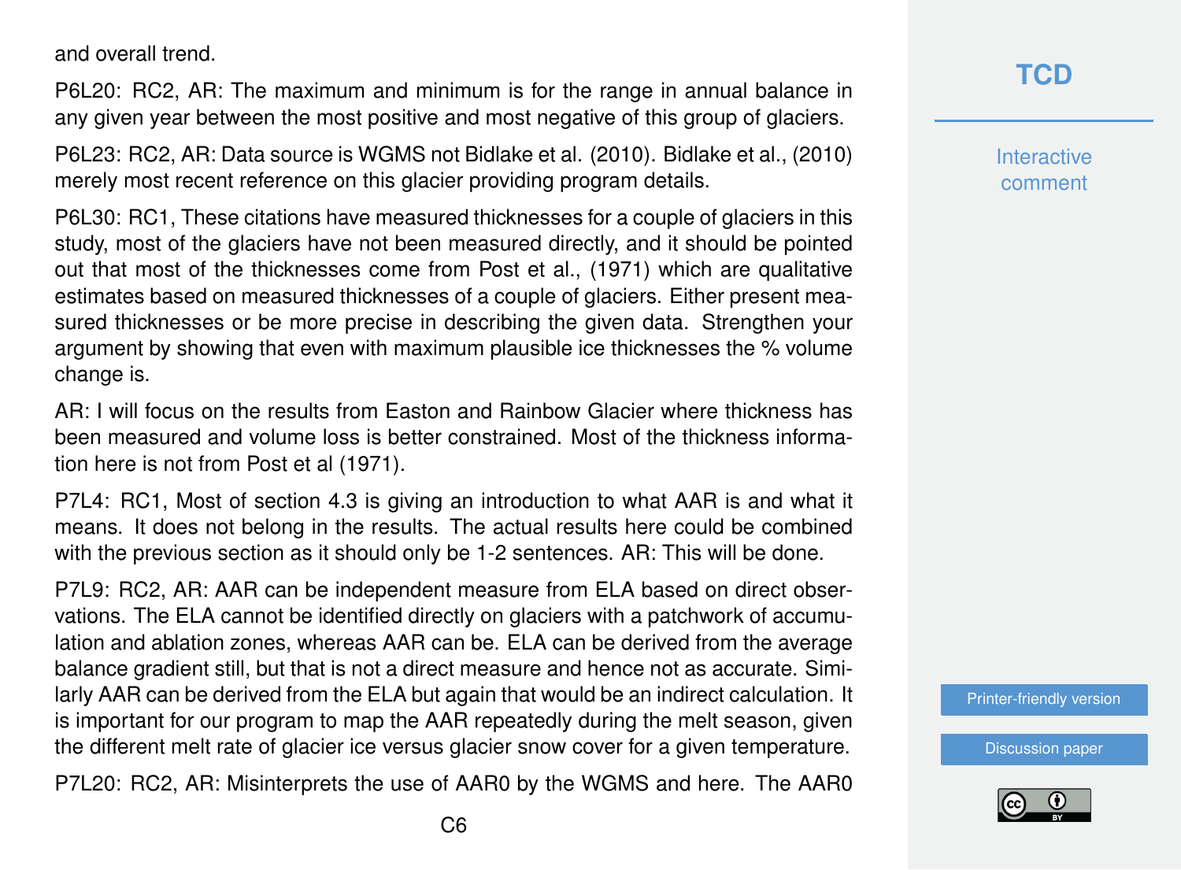and overall trend.

P6L20: RC2, AR: The maximum and minimum is for the range in annual balance in any given year between the most positive and most negative of this group of glaciers.

P6L23: RC2, AR: Data source is WGMS not Bidlake et al. (2010). Bidlake et al., (2010) merely most recent reference on this glacier providing program details.

P6L30: RC1, These citations have measured thicknesses for a couple of glaciers in this study, most of the glaciers have not been measured directly, and it should be pointed out that most of the thicknesses come from Post et al., (1971) which are qualitative estimates based on measured thicknesses of a couple of glaciers. Either present measured thicknesses or be more precise in describing the given data. Strengthen your argument by showing that even with maximum plausible ice thicknesses the % volume change is.

AR: I will focus on the results from Easton and Rainbow Glacier where thickness has been measured and volume loss is better constrained. Most of the thickness information here is not from Post et al (1971).

P7L4: RC1, Most of section 4.3 is giving an introduction to what AAR is and what it means. It does not belong in the results. The actual results here could be combined with the previous section as it should only be 1-2 sentences. AR: This will be done.

P7L9: RC2, AR: AAR can be independent measure from ELA based on direct observations. The ELA cannot be identified directly on glaciers with a patchwork of accumulation and ablation zones, whereas AAR can be. ELA can be derived from the average balance gradient still, but that is not a direct measure and hence not as accurate. Similarly AAR can be derived from the ELA but again that would be an indirect calculation. It is important for our program to map the AAR repeatedly during the melt season, given the different melt rate of glacier ice versus glacier snow cover for a given temperature.

P7L20: RC2, AR: Misinterprets the use of AAR0 by the WGMS and here. The AAR0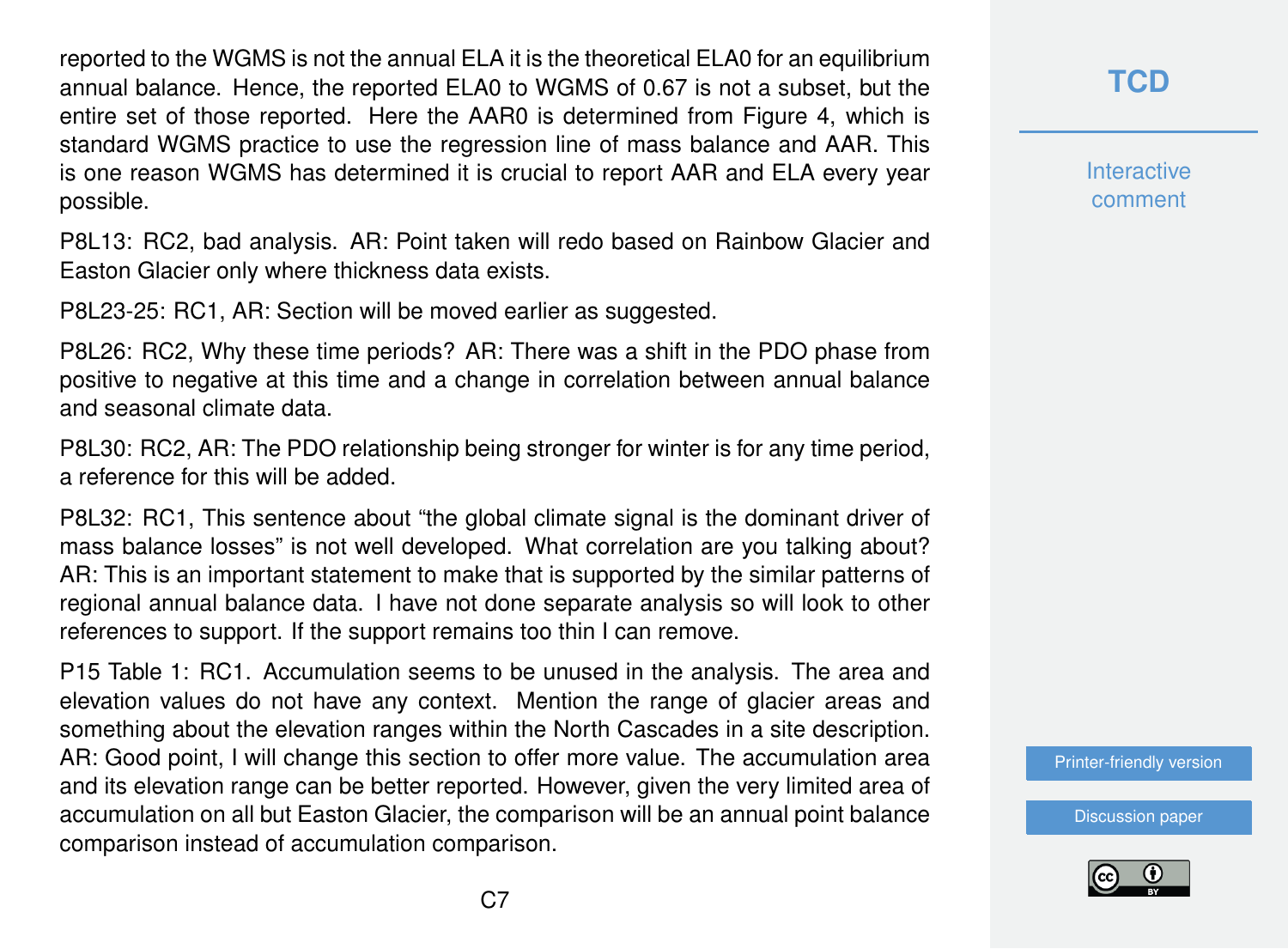reported to the WGMS is not the annual ELA it is the theoretical ELA0 for an equilibrium annual balance. Hence, the reported ELA0 to WGMS of 0.67 is not a subset, but the entire set of those reported. Here the AAR0 is determined from Figure 4, which is standard WGMS practice to use the regression line of mass balance and AAR. This is one reason WGMS has determined it is crucial to report AAR and ELA every year possible.

P8L13: RC2, bad analysis. AR: Point taken will redo based on Rainbow Glacier and Easton Glacier only where thickness data exists.

P8L23-25: RC1, AR: Section will be moved earlier as suggested.

P8L26: RC2, Why these time periods? AR: There was a shift in the PDO phase from positive to negative at this time and a change in correlation between annual balance and seasonal climate data.

P8L30: RC2, AR: The PDO relationship being stronger for winter is for any time period, a reference for this will be added.

P8L32: RC1, This sentence about "the global climate signal is the dominant driver of mass balance losses" is not well developed. What correlation are you talking about? AR: This is an important statement to make that is supported by the similar patterns of regional annual balance data. I have not done separate analysis so will look to other references to support. If the support remains too thin I can remove.

P15 Table 1: RC1. Accumulation seems to be unused in the analysis. The area and elevation values do not have any context. Mention the range of glacier areas and something about the elevation ranges within the North Cascades in a site description. AR: Good point, I will change this section to offer more value. The accumulation area and its elevation range can be better reported. However, given the very limited area of accumulation on all but Easton Glacier, the comparison will be an annual point balance comparison instead of accumulation comparison.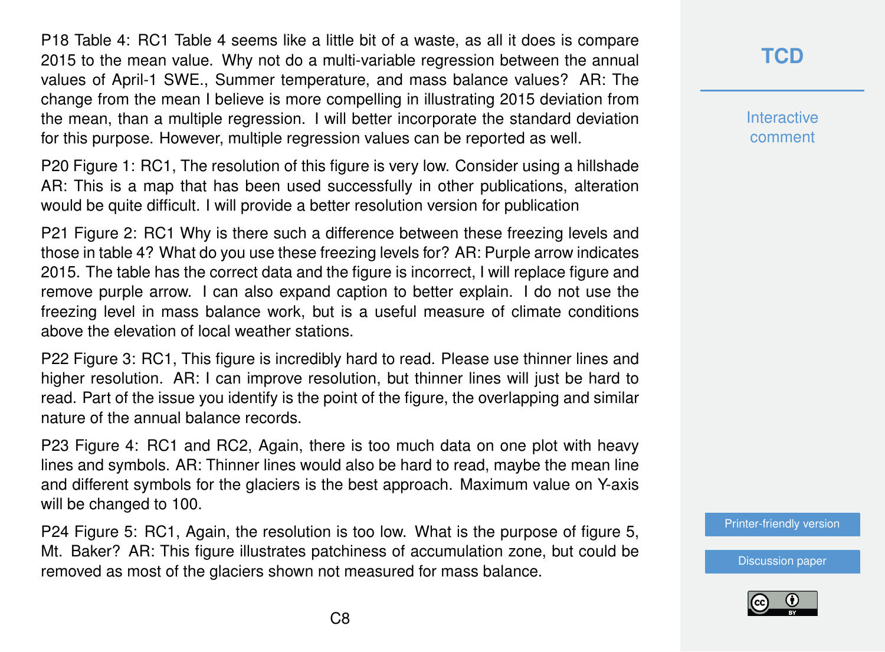P18 Table 4: RC1 Table 4 seems like a little bit of a waste, as all it does is compare 2015 to the mean value. Why not do a multi-variable regression between the annual values of April-1 SWE., Summer temperature, and mass balance values? AR: The change from the mean I believe is more compelling in illustrating 2015 deviation from the mean, than a multiple regression. I will better incorporate the standard deviation for this purpose. However, multiple regression values can be reported as well.

P20 Figure 1: RC1, The resolution of this figure is very low. Consider using a hillshade AR: This is a map that has been used successfully in other publications, alteration would be quite difficult. I will provide a better resolution version for publication

P21 Figure 2: RC1 Why is there such a difference between these freezing levels and those in table 4? What do you use these freezing levels for? AR: Purple arrow indicates 2015. The table has the correct data and the figure is incorrect, I will replace figure and remove purple arrow. I can also expand caption to better explain. I do not use the freezing level in mass balance work, but is a useful measure of climate conditions above the elevation of local weather stations.

P22 Figure 3: RC1, This figure is incredibly hard to read. Please use thinner lines and higher resolution. AR: I can improve resolution, but thinner lines will just be hard to read. Part of the issue you identify is the point of the figure, the overlapping and similar nature of the annual balance records.

P23 Figure 4: RC1 and RC2, Again, there is too much data on one plot with heavy lines and symbols. AR: Thinner lines would also be hard to read, maybe the mean line and different symbols for the glaciers is the best approach. Maximum value on Y-axis will be changed to 100.

P24 Figure 5: RC1, Again, the resolution is too low. What is the purpose of figure 5, Mt. Baker? AR: This figure illustrates patchiness of accumulation zone, but could be removed as most of the glaciers shown not measured for mass balance.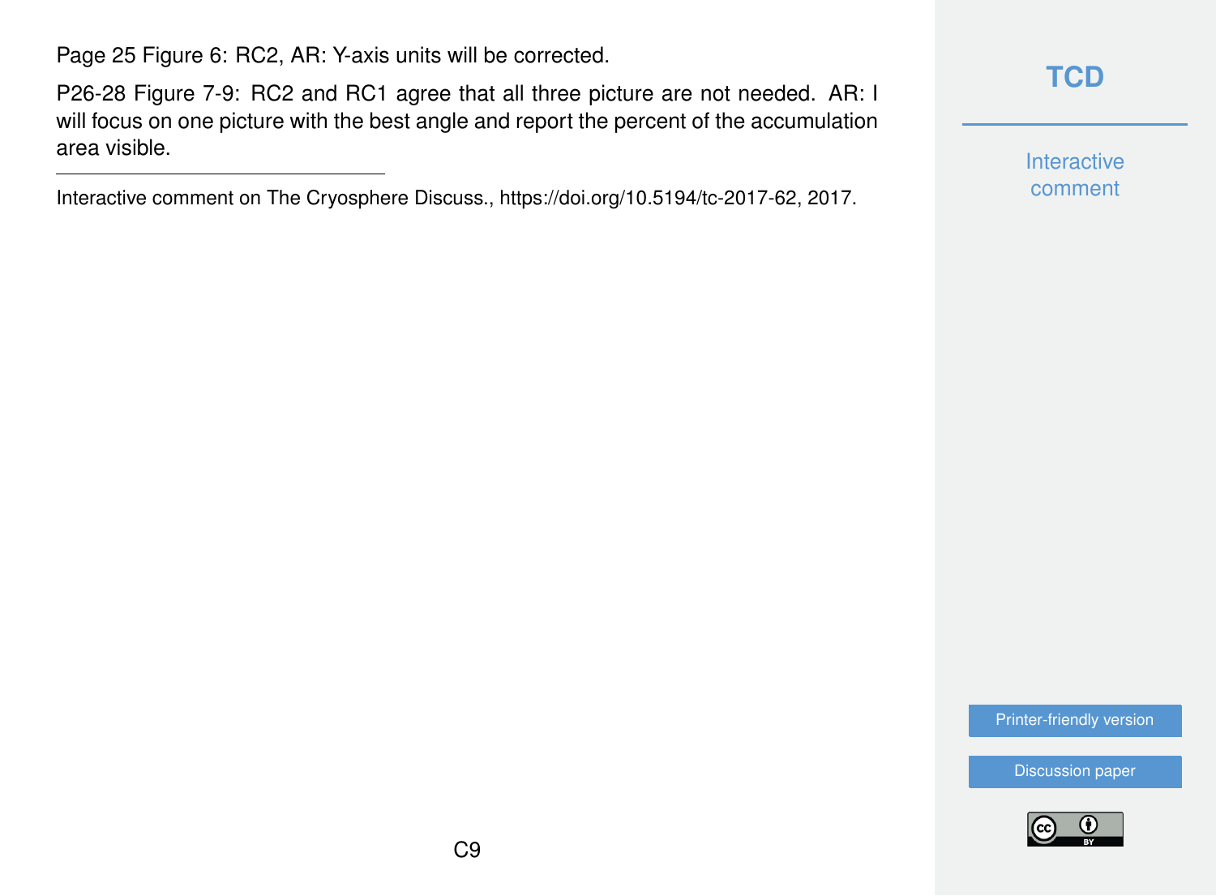Page 25 Figure 6: RC2, AR: Y-axis units will be corrected.

P26-28 Figure 7-9: RC2 and RC1 agree that all three picture are not needed. AR: I will focus on one picture with the best angle and report the percent of the accumulation area visible.

---

Interactive comment on The Cryosphere Discuss., https://doi.org/10.5194/tc-2017-62, 2017.